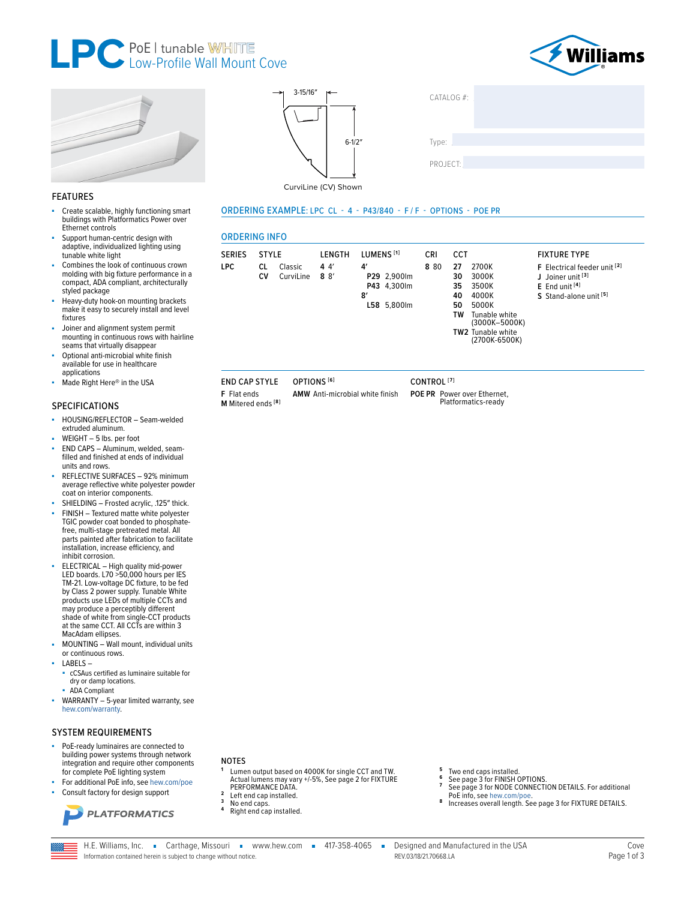# LPC PoE | tunable WHITE Low-Profile Wall Mount Cove

Williams

3-15/16"

6-1/2"

CurviLine (CV) Shown

CATALOG #:

Type:

PROJECT:

## FEATURES

- Create scalable, highly functioning smart buildings with Platformatics Power over Ethernet controls
- Support human-centric design with adaptive, individualized lighting using tunable white light
- Combines the look of continuous crown molding with big fixture performance in a compact, ADA compliant, architecturally styled package
- Heavy-duty hook-on mounting brackets make it easy to securely install and level fixtures
- Joiner and alignment system permit mounting in continuous rows with hairline seams that virtually disappear
- Optional anti-microbial white finish available for use in healthcare applications
- Made Right Here® in the USA

## SPECIFICATIONS

- HOUSING/REFLECTOR – Seam-welded extruded aluminum.
- WEIGHT – 5 lbs. per foot
- END CAPS – Aluminum, welded, seam-filled and finished at ends of individual units and rows.
- REFLECTIVE SURFACES – 92% minimum average reflective white polyester powder coat on interior components.
- SHIELDING – Frosted acrylic, .125" thick.
- FINISH – Textured matte white polyester TGIC powder coat bonded to phosphate-free, multi-stage pretreated metal. All parts painted after fabrication to facilitate installation, increase efficiency, and inhibit corrosion.
- ELECTRICAL – High quality mid-power LED boards. L70 >50,000 hours per IES TM-21. Low-voltage DC fixture, to be fed by Class 2 power supply. Tunable White products use LEDs of multiple CCTs and may produce a perceptibly different shade of white from single-CCT products at the same CCT. All CCTs are within 3 MacAdam ellipses.
- MOUNTING – Wall mount, individual units or continuous rows.
- LABELS –
  - cCSAus certified as luminaire suitable for dry or damp locations.
  - ADA Compliant
- WARRANTY – 5-year limited warranty, see hew.com/warranty.

## SYSTEM REQUIREMENTS

- PoE-ready luminaires are connected to building power systems through network integration and require other components for complete PoE lighting system
- For additional PoE info, see hew.com/poe
- Consult factory for design support

PLATFORMATICS

## ORDERING EXAMPLE: LPC CL - 4 - P43/840 - F / F - OPTIONS - POE PR

## ORDERING INFO

| SERIES | STYLE | LENGTH | LUMENS [1] | CRI | CCT | FIXTURE TYPE |
|---|---|---|---|---|---|---|
| **LPC** | **CL** Classic | **4** 4′ | **4′** | **8** 80 | **27** 2700K | **F** Electrical feeder unit [2] |
| | **CV** CurviLine | **8** 8′ | **P29** 2,900lm | | **30** 3000K | **J** Joiner unit [3] |
| | | | **P43** 4,300lm | | **35** 3500K | **E** End unit [4] |
| | | | **8′** | | **40** 4000K | **S** Stand-alone unit [5] |
| | | | **L58** 5,800lm | | **50** 5000K | |
| | | | | | **TW** Tunable white (3000K–5000K) | |
| | | | | | **TW2** Tunable white (2700K-6500K) | |

| END CAP STYLE | OPTIONS [6] | CONTROL [7] |
|---|---|---|
| **F** Flat ends | **AMW** Anti-microbial white finish | **POE PR** Power over Ethernet, Platformatics-ready |
| **M** Mitered ends [8] | | |

## NOTES

1. Lumen output based on 4000K for single CCT and TW. Actual lumens may vary +/-5%, See page 2 for FIXTURE PERFORMANCE DATA.
2. Left end cap installed.
3. No end caps.
4. Right end cap installed.
5. Two end caps installed.
6. See page 3 for FINISH OPTIONS.
7. See page 3 for NODE CONNECTION DETAILS. For additional PoE info, see hew.com/poe.
8. Increases overall length. See page 3 for FIXTURE DETAILS.

H.E. Williams, Inc. ▪ Carthage, Missouri ▪ www.hew.com ▪ 417-358-4065 ▪ Designed and Manufactured in the USA

Information contained herein is subject to change without notice. REV.03/18/21.70668.LA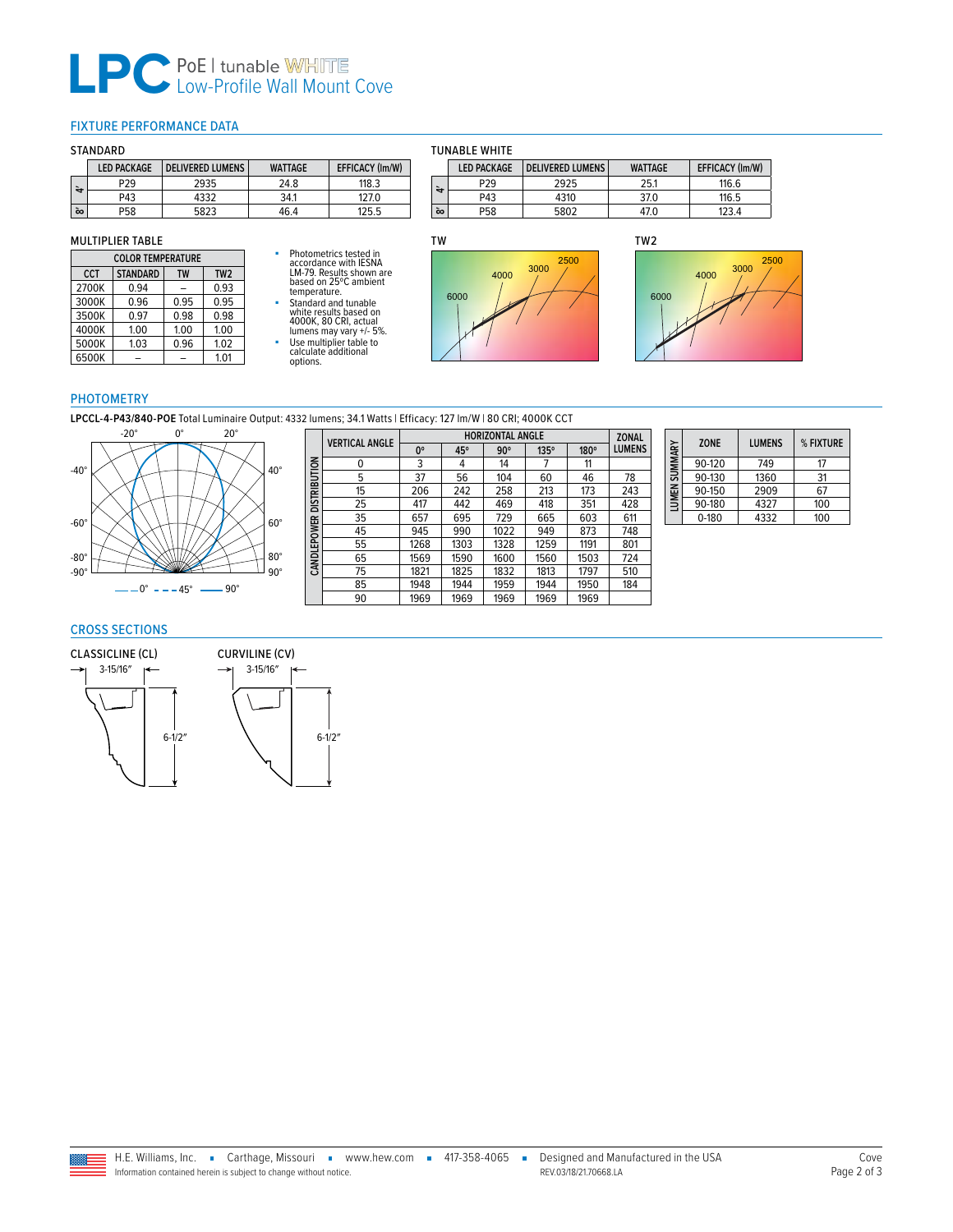# LPC PoE | tunable WHITE Low-Profile Wall Mount Cove

## FIXTURE PERFORMANCE DATA

### STANDARD

| | LED PACKAGE | DELIVERED LUMENS | WATTAGE | EFFICACY (lm/W) |
|---|---|---|---|---|
| 4' | P29 | 2935 | 24.8 | 118.3 |
| 4' | P43 | 4332 | 34.1 | 127.0 |
| 8' | P58 | 5823 | 46.4 | 125.5 |

### TUNABLE WHITE

| | LED PACKAGE | DELIVERED LUMENS | WATTAGE | EFFICACY (lm/W) |
|---|---|---|---|---|
| 4' | P29 | 2925 | 25.1 | 116.6 |
| 4' | P43 | 4310 | 37.0 | 116.5 |
| 8' | P58 | 5802 | 47.0 | 123.4 |

### MULTIPLIER TABLE

| COLOR TEMPERATURE | | | |
|---|---|---|---|
| CCT | STANDARD | TW | TW2 |
| 2700K | 0.94 | – | 0.93 |
| 3000K | 0.96 | 0.95 | 0.95 |
| 3500K | 0.97 | 0.98 | 0.98 |
| 4000K | 1.00 | 1.00 | 1.00 |
| 5000K | 1.03 | 0.96 | 1.02 |
| 6500K | – | – | 1.01 |

- Photometrics tested in accordance with IESNA LM-79. Results shown are based on 25ºC ambient temperature.
- Standard and tunable white results based on 4000K, 80 CRI, actual lumens may vary +/- 5%.
- Use multiplier table to calculate additional options.

TW

6000 4000 3000 2500

TW2

6000 4000 3000 2500

## PHOTOMETRY

**LPCCL-4-P43/840-POE** Total Luminaire Output: 4332 lumens; 34.1 Watts | Efficacy: 127 lm/W | 80 CRI; 4000K CCT

— 0° - - - 45° —— 90°

**CANDLEPOWER DISTRIBUTION**

| VERTICAL ANGLE | HORIZONTAL ANGLE | | | | | ZONAL LUMENS |
|---|---|---|---|---|---|---|
| | 0° | 45° | 90° | 135° | 180° | |
| 0 | 3 | 4 | 14 | 7 | 11 | |
| 5 | 37 | 56 | 104 | 60 | 46 | 78 |
| 15 | 206 | 242 | 258 | 213 | 173 | 243 |
| 25 | 417 | 442 | 469 | 418 | 351 | 428 |
| 35 | 657 | 695 | 729 | 665 | 603 | 611 |
| 45 | 945 | 990 | 1022 | 949 | 873 | 748 |
| 55 | 1268 | 1303 | 1328 | 1259 | 1191 | 801 |
| 65 | 1569 | 1590 | 1600 | 1560 | 1503 | 724 |
| 75 | 1821 | 1825 | 1832 | 1813 | 1797 | 510 |
| 85 | 1948 | 1944 | 1959 | 1944 | 1950 | 184 |
| 90 | 1969 | 1969 | 1969 | 1969 | 1969 | |

**LUMEN SUMMARY**

| ZONE | LUMENS | % FIXTURE |
|---|---|---|
| 90-120 | 749 | 17 |
| 90-130 | 1360 | 31 |
| 90-150 | 2909 | 67 |
| 90-180 | 4327 | 100 |
| 0-180 | 4332 | 100 |

## CROSS SECTIONS

### CLASSICLINE (CL)

3-15/16″

6-1/2″

### CURVILINE (CV)

3-15/16″

6-1/2″

H.E. Williams, Inc. ▪ Carthage, Missouri ▪ www.hew.com ▪ 417-358-4065 ▪ Designed and Manufactured in the USA

Information contained herein is subject to change without notice. REV.03/18/21.70668.LA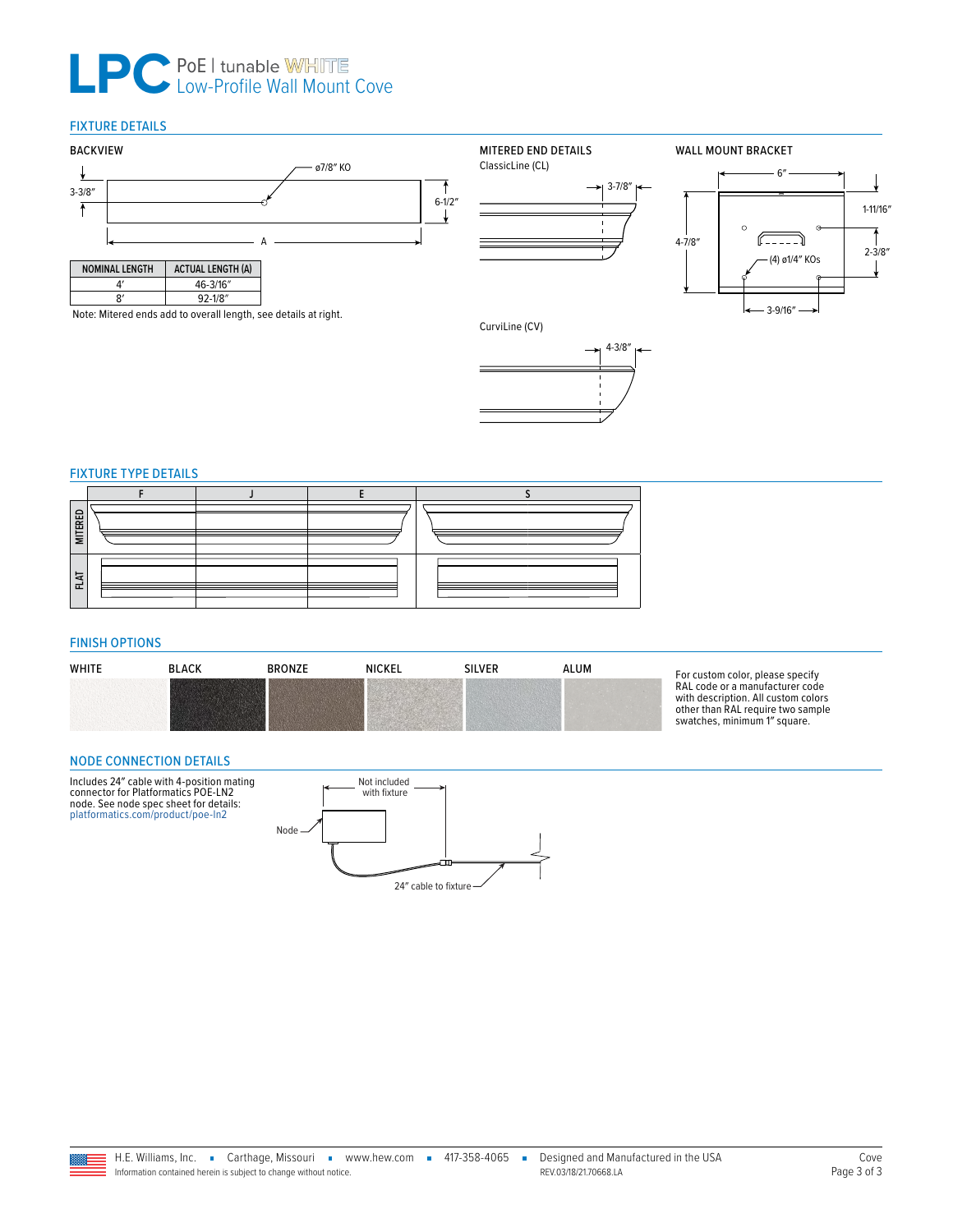# LPC PoE | tunable WHITE Low-Profile Wall Mount Cove

## FIXTURE DETAILS

### BACKVIEW

3-3/8″

ø7/8″ KO

6-1/2″

A

| NOMINAL LENGTH | ACTUAL LENGTH (A) |
|---|---|
| 4′ | 46-3/16″ |
| 8′ | 92-1/8″ |

Note: Mitered ends add to overall length, see details at right.

### MITERED END DETAILS

ClassicLine (CL)

3-7/8″

CurviLine (CV)

4-3/8″

### WALL MOUNT BRACKET

6″

1-11/16″

4-7/8″

2-3/8″

(4) ø1/4″ KOs

3-9/16″

## FIXTURE TYPE DETAILS

| | F | J | E | S |
|---|---|---|---|---|
| MITERED | | | | |
| FLAT | | | | |

## FINISH OPTIONS

WHITE

BLACK

BRONZE

NICKEL

SILVER

ALUM

For custom color, please specify RAL code or a manufacturer code with description. All custom colors other than RAL require two sample swatches, minimum 1″ square.

## NODE CONNECTION DETAILS

Includes 24″ cable with 4-position mating connector for Platformatics POE-LN2 node. See node spec sheet for details: platformatics.com/product/poe-ln2

Not included with fixture

Node

24″ cable to fixture

H.E. Williams, Inc. ▪ Carthage, Missouri ▪ www.hew.com ▪ 417-358-4065 ▪ Designed and Manufactured in the USA

Information contained herein is subject to change without notice.

REV.03/18/21.70668.LA

Cove